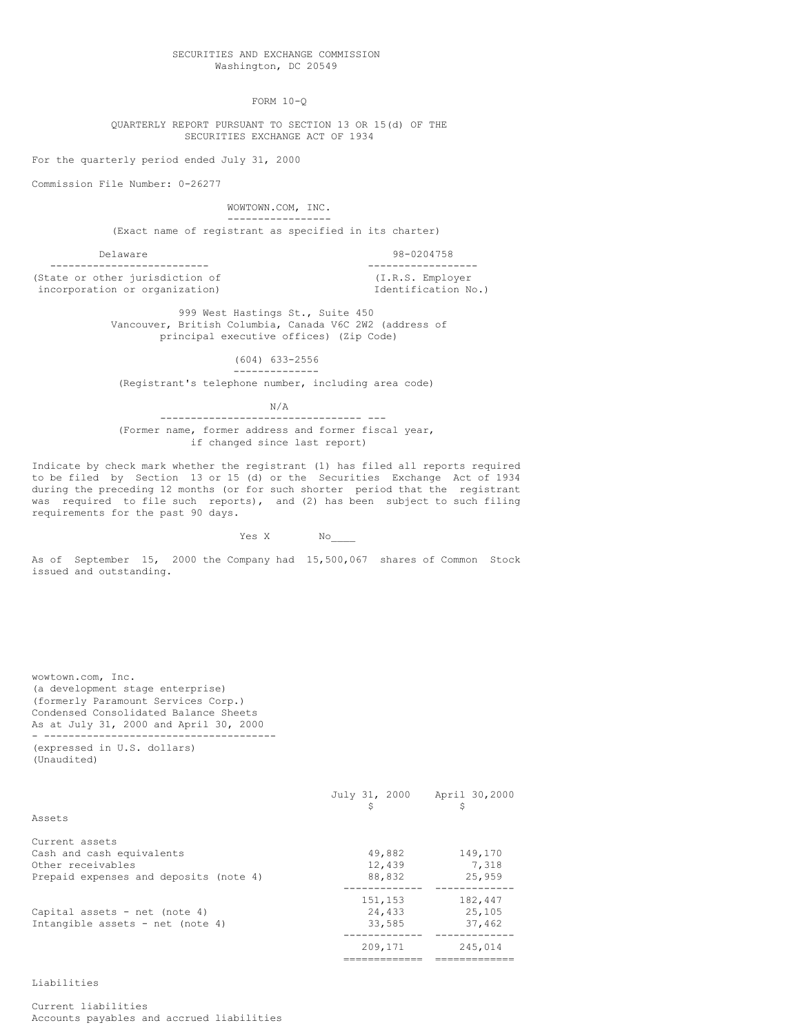SECURITIES AND EXCHANGE COMMISSION
Washington, DC 20549

FORM 10-Q

QUARTERLY REPORT PURSUANT TO SECTION 13 OR 15(d) OF THE SECURITIES EXCHANGE ACT OF 1934

For the quarterly period ended July 31, 2000

Commission File Number: 0-26277

# WOWTOWN.COM, INC.

(Exact name of registrant as specified in its charter)

| Delaware | 98-0204758 |
|---|---|
| (State or other jurisdiction of incorporation or organization) | (I.R.S. Employer Identification No.) |

999 West Hastings St., Suite 450
Vancouver, British Columbia, Canada V6C 2W2 (address of principal executive offices) (Zip Code)

(604) 633-2556

(Registrant's telephone number, including area code)

N/A

(Former name, former address and former fiscal year, if changed since last report)

Indicate by check mark whether the registrant (1) has filed all reports required to be filed by Section 13 or 15 (d) or the Securities Exchange Act of 1934 during the preceding 12 months (or for such shorter period that the registrant was required to file such reports), and (2) has been subject to such filing requirements for the past 90 days.

Yes X No____

As of September 15, 2000 the Company had 15,500,067 shares of Common Stock issued and outstanding.

wowtown.com, Inc.
(a development stage enterprise)
(formerly Paramount Services Corp.)
Condensed Consolidated Balance Sheets
As at July 31, 2000 and April 30, 2000

(expressed in U.S. dollars)
(Unaudited)

| | July 31, 2000 $ | April 30,2000 $ |
|---|---|---|
| **Assets** | | |
| Current assets | | |
| Cash and cash equivalents | 49,882 | 149,170 |
| Other receivables | 12,439 | 7,318 |
| Prepaid expenses and deposits (note 4) | 88,832 | 25,959 |
| | 151,153 | 182,447 |
| Capital assets - net (note 4) | 24,433 | 25,105 |
| Intangible assets - net (note 4) | 33,585 | 37,462 |
| | 209,171 | 245,014 |
| **Liabilities** | | |
| Current liabilities | | |
| Accounts payables and accrued liabilities | | |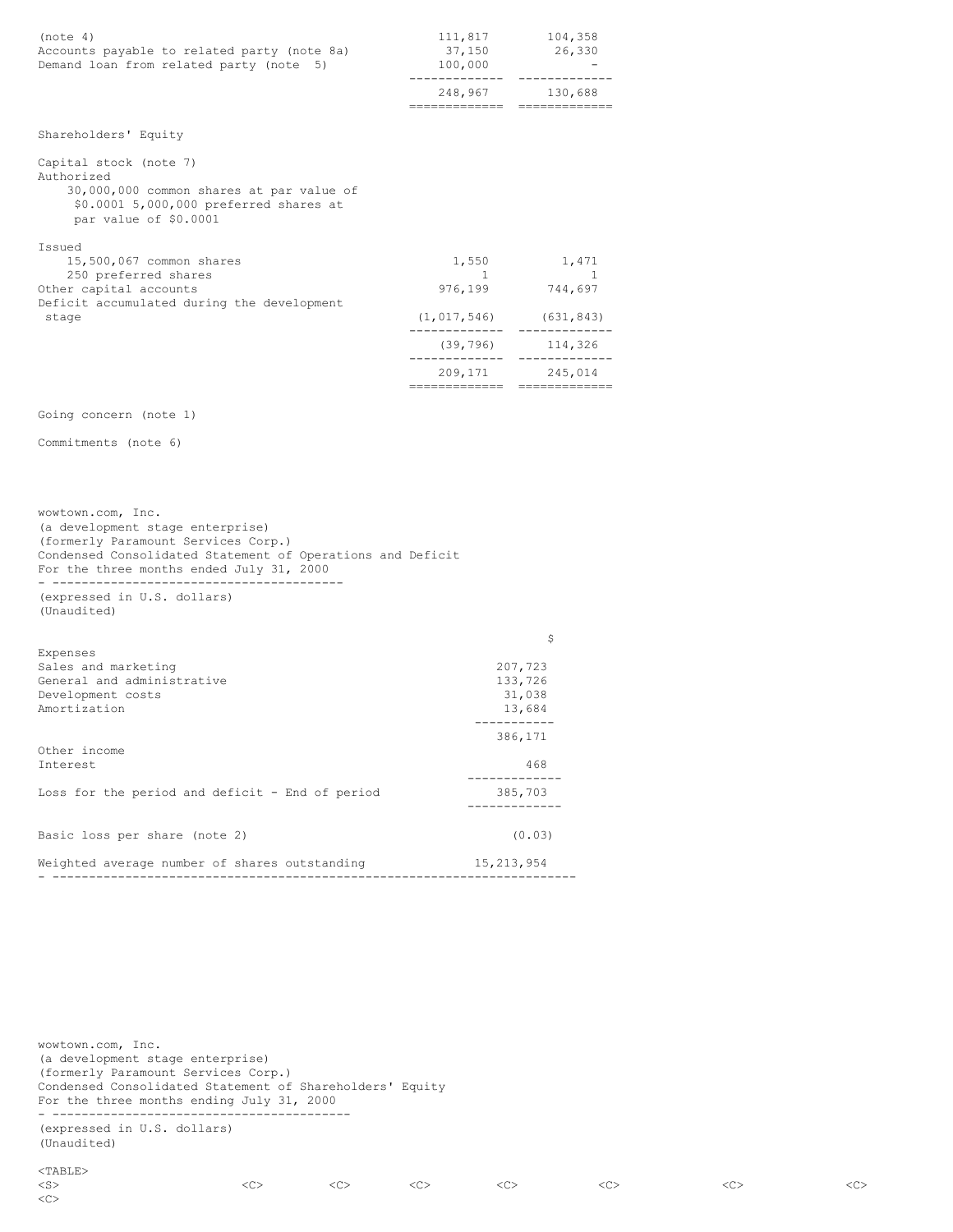| | | |
|---|---|---|
| (note 4) | 111,817 | 104,358 |
| Accounts payable to related party (note 8a) | 37,150 | 26,330 |
| Demand loan from related party (note 5) | 100,000 | - |
| | 248,967 | 130,688 |

Shareholders' Equity

| | | |
|---|---|---|
| Capital stock (note 7) | | |
| Authorized | | |
| 30,000,000 common shares at par value of $0.0001 5,000,000 preferred shares at par value of $0.0001 | | |
| Issued | | |
| 15,500,067 common shares | 1,550 | 1,471 |
| 250 preferred shares | 1 | 1 |
| Other capital accounts | 976,199 | 744,697 |
| Deficit accumulated during the development stage | (1,017,546) | (631,843) |
| | (39,796) | 114,326 |
| | 209,171 | 245,014 |

Going concern (note 1)

Commitments (note 6)

wowtown.com, Inc.
(a development stage enterprise)
(formerly Paramount Services Corp.)
Condensed Consolidated Statement of Operations and Deficit
For the three months ended July 31, 2000

(expressed in U.S. dollars)
(Unaudited)

| | $ |
|---|---|
| Expenses | |
| Sales and marketing | 207,723 |
| General and administrative | 133,726 |
| Development costs | 31,038 |
| Amortization | 13,684 |
| | 386,171 |
| Other income | |
| Interest | 468 |
| Loss for the period and deficit - End of period | 385,703 |
| Basic loss per share (note 2) | (0.03) |
| Weighted average number of shares outstanding | 15,213,954 |

wowtown.com, Inc.
(a development stage enterprise)
(formerly Paramount Services Corp.)
Condensed Consolidated Statement of Shareholders' Equity
For the three months ending July 31, 2000

(expressed in U.S. dollars)
(Unaudited)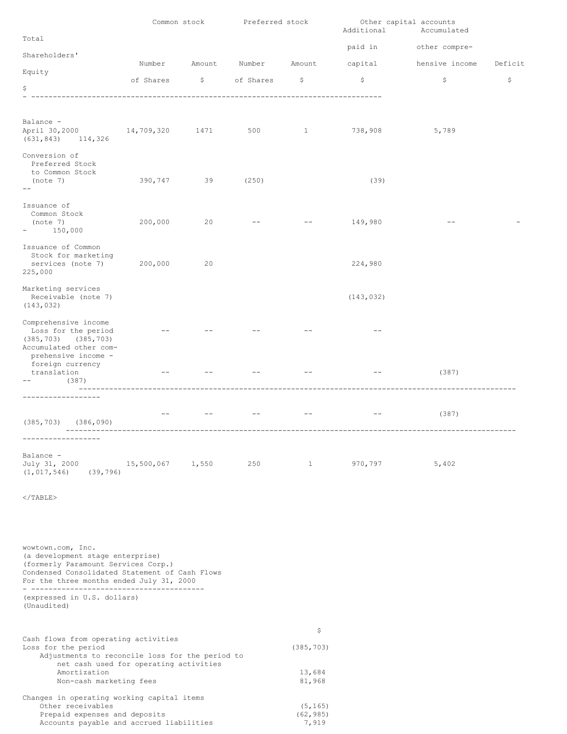| | Common stock | | Preferred stock | | Other capital accounts | | | |
|---|---|---|---|---|---|---|---|---|
| | | | | | Additional paid in capital | Accumulated other comprehensive income | Deficit | Total Shareholders' Equity |
| | Number of Shares | Amount $ | Number of Shares | Amount $ | $ | $ | $ | $ |
| Balance - April 30,2000 | 14,709,320 | 1471 | 500 | 1 | 738,908 | 5,789 | (631,843) | 114,326 |
| Conversion of Preferred Stock to Common Stock (note 7) | 390,747 | 39 | (250) | | (39) | | | -- |
| Issuance of Common Stock (note 7) | 200,000 | 20 | -- | -- | 149,980 | -- | - | 150,000 |
| Issuance of Common Stock for marketing services (note 7) | 200,000 | 20 | | | 224,980 | | | 225,000 |
| Marketing services Receivable (note 7) | | | | | (143,032) | | | (143,032) |
| Comprehensive income Loss for the period | -- | -- | -- | -- | -- | | (385,703) | (385,703) |
| Accumulated other comprehensive income - foreign currency translation | -- | -- | -- | -- | -- | (387) | -- | (387) |
| | -- | -- | -- | -- | -- | (387) | (385,703) | (386,090) |
| Balance - July 31, 2000 | 15,500,067 | 1,550 | 250 | 1 | 970,797 | 5,402 | (1,017,546) | (39,796) |

wowtown.com, Inc.
(a development stage enterprise)
(formerly Paramount Services Corp.)
Condensed Consolidated Statement of Cash Flows
For the three months ended July 31, 2000

(expressed in U.S. dollars)
(Unaudited)

| | $ |
|---|---|
| **Cash flows from operating activities** | |
| Loss for the period | (385,703) |
| Adjustments to reconcile loss for the period to net cash used for operating activities | |
| Amortization | 13,684 |
| Non-cash marketing fees | 81,968 |
| **Changes in operating working capital items** | |
| Other receivables | (5,165) |
| Prepaid expenses and deposits | (62,985) |
| Accounts payable and accrued liabilities | 7,919 |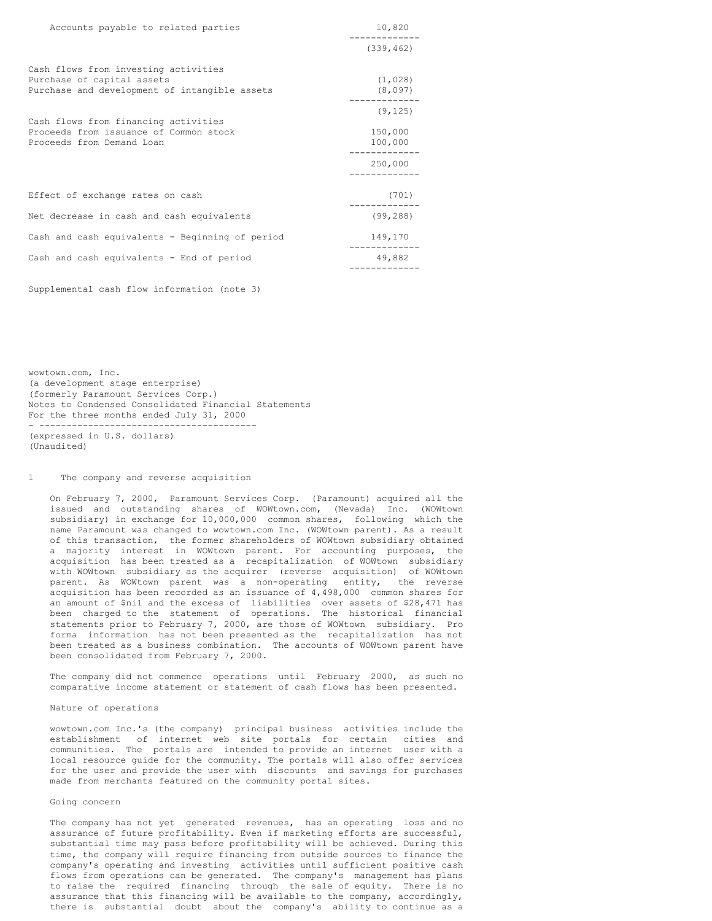| | |
|---|---|
| Accounts payable to related parties | 10,820 |
| | (339,462) |
| **Cash flows from investing activities** | |
| Purchase of capital assets | (1,028) |
| Purchase and development of intangible assets | (8,097) |
| | (9,125) |
| **Cash flows from financing activities** | |
| Proceeds from issuance of Common stock | 150,000 |
| Proceeds from Demand Loan | 100,000 |
| | 250,000 |
| Effect of exchange rates on cash | (701) |
| Net decrease in cash and cash equivalents | (99,288) |
| Cash and cash equivalents - Beginning of period | 149,170 |
| Cash and cash equivalents - End of period | 49,882 |

Supplemental cash flow information (note 3)

wowtown.com, Inc.
(a development stage enterprise)
(formerly Paramount Services Corp.)
Notes to Condensed Consolidated Financial Statements
For the three months ended July 31, 2000

(expressed in U.S. dollars)
(Unaudited)

## 1 The company and reverse acquisition

On February 7, 2000, Paramount Services Corp. (Paramount) acquired all the issued and outstanding shares of WOWtown.com, (Nevada) Inc. (WOWtown subsidiary) in exchange for 10,000,000 common shares, following which the name Paramount was changed to wowtown.com Inc. (WOWtown parent). As a result of this transaction, the former shareholders of WOWtown subsidiary obtained a majority interest in WOWtown parent. For accounting purposes, the acquisition has been treated as a recapitalization of WOWtown subsidiary with WOWtown subsidiary as the acquirer (reverse acquisition) of WOWtown parent. As WOWtown parent was a non-operating entity, the reverse acquisition has been recorded as an issuance of 4,498,000 common shares for an amount of $nil and the excess of liabilities over assets of $28,471 has been charged to the statement of operations. The historical financial statements prior to February 7, 2000, are those of WOWtown subsidiary. Pro forma information has not been presented as the recapitalization has not been treated as a business combination. The accounts of WOWtown parent have been consolidated from February 7, 2000.

The company did not commence operations until February 2000, as such no comparative income statement or statement of cash flows has been presented.

### Nature of operations

wowtown.com Inc.'s (the company) principal business activities include the establishment of internet web site portals for certain cities and communities. The portals are intended to provide an internet user with a local resource guide for the community. The portals will also offer services for the user and provide the user with discounts and savings for purchases made from merchants featured on the community portal sites.

### Going concern

The company has not yet generated revenues, has an operating loss and no assurance of future profitability. Even if marketing efforts are successful, substantial time may pass before profitability will be achieved. During this time, the company will require financing from outside sources to finance the company's operating and investing activities until sufficient positive cash flows from operations can be generated. The company's management has plans to raise the required financing through the sale of equity. There is no assurance that this financing will be available to the company, accordingly, there is substantial doubt about the company's ability to continue as a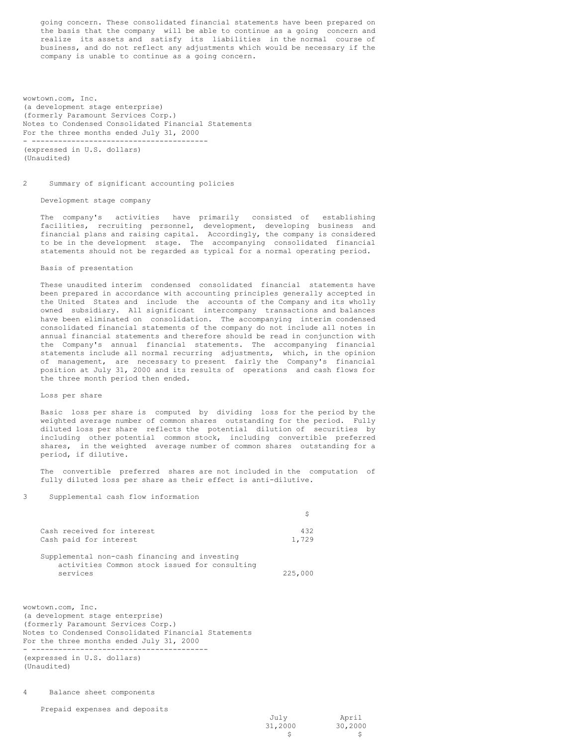going concern. These consolidated financial statements have been prepared on the basis that the company will be able to continue as a going concern and realize its assets and satisfy its liabilities in the normal course of business, and do not reflect any adjustments which would be necessary if the company is unable to continue as a going concern.

wowtown.com, Inc.
(a development stage enterprise)
(formerly Paramount Services Corp.)
Notes to Condensed Consolidated Financial Statements
For the three months ended July 31, 2000

(expressed in U.S. dollars)
(Unaudited)

## 2 Summary of significant accounting policies

### Development stage company

The company's activities have primarily consisted of establishing facilities, recruiting personnel, development, developing business and financial plans and raising capital. Accordingly, the company is considered to be in the development stage. The accompanying consolidated financial statements should not be regarded as typical for a normal operating period.

### Basis of presentation

These unaudited interim condensed consolidated financial statements have been prepared in accordance with accounting principles generally accepted in the United States and include the accounts of the Company and its wholly owned subsidiary. All significant intercompany transactions and balances have been eliminated on consolidation. The accompanying interim condensed consolidated financial statements of the company do not include all notes in annual financial statements and therefore should be read in conjunction with the Company's annual financial statements. The accompanying financial statements include all normal recurring adjustments, which, in the opinion of management, are necessary to present fairly the Company's financial position at July 31, 2000 and its results of operations and cash flows for the three month period then ended.

### Loss per share

Basic loss per share is computed by dividing loss for the period by the weighted average number of common shares outstanding for the period. Fully diluted loss per share reflects the potential dilution of securities by including other potential common stock, including convertible preferred shares, in the weighted average number of common shares outstanding for a period, if dilutive.

The convertible preferred shares are not included in the computation of fully diluted loss per share as their effect is anti-dilutive.

## 3 Supplemental cash flow information

| | $ |
|---|---|
| Cash received for interest | 432 |
| Cash paid for interest | 1,729 |
| Supplemental non-cash financing and investing activities Common stock issued for consulting services | 225,000 |

wowtown.com, Inc.
(a development stage enterprise)
(formerly Paramount Services Corp.)
Notes to Condensed Consolidated Financial Statements
For the three months ended July 31, 2000

(expressed in U.S. dollars)
(Unaudited)

## 4 Balance sheet components

### Prepaid expenses and deposits

| | July 31,2000 $ | April 30,2000 $ |
|---|---|---|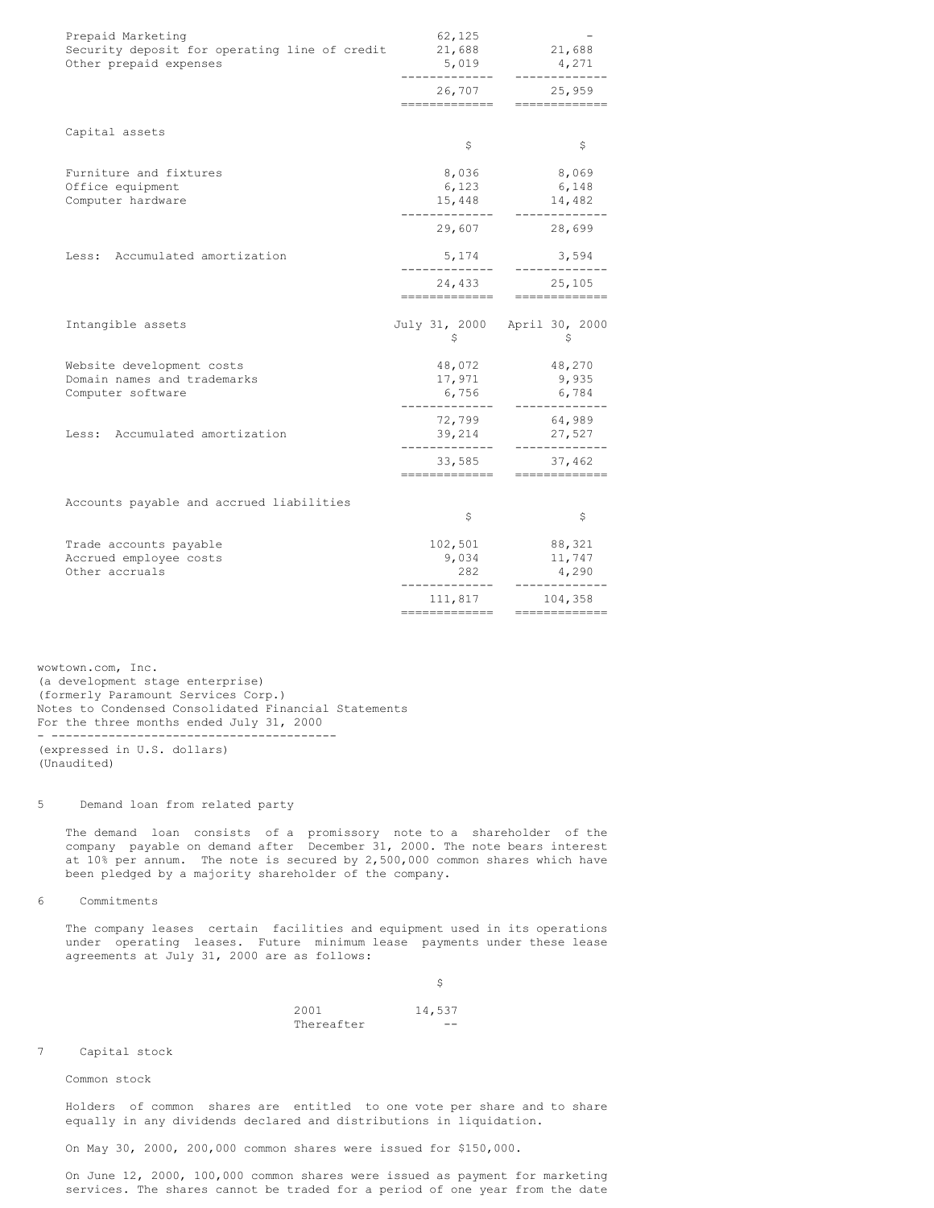| | | |
|---|---|---|
| Prepaid Marketing | 62,125 | - |
| Security deposit for operating line of credit | 21,688 | 21,688 |
| Other prepaid expenses | 5,019 | 4,271 |
| | 26,707 | 25,959 |

Capital assets

| | $ | $ |
|---|---|---|
| Furniture and fixtures | 8,036 | 8,069 |
| Office equipment | 6,123 | 6,148 |
| Computer hardware | 15,448 | 14,482 |
| | 29,607 | 28,699 |
| Less: Accumulated amortization | 5,174 | 3,594 |
| | 24,433 | 25,105 |

| Intangible assets | July 31, 2000 $ | April 30, 2000 $ |
|---|---|---|
| Website development costs | 48,072 | 48,270 |
| Domain names and trademarks | 17,971 | 9,935 |
| Computer software | 6,756 | 6,784 |
| | 72,799 | 64,989 |
| Less: Accumulated amortization | 39,214 | 27,527 |
| | 33,585 | 37,462 |

Accounts payable and accrued liabilities

| | $ | $ |
|---|---|---|
| Trade accounts payable | 102,501 | 88,321 |
| Accrued employee costs | 9,034 | 11,747 |
| Other accruals | 282 | 4,290 |
| | 111,817 | 104,358 |

wowtown.com, Inc.
(a development stage enterprise)
(formerly Paramount Services Corp.)
Notes to Condensed Consolidated Financial Statements
For the three months ended July 31, 2000

(expressed in U.S. dollars)
(Unaudited)

5 Demand loan from related party

The demand loan consists of a promissory note to a shareholder of the company payable on demand after December 31, 2000. The note bears interest at 10% per annum. The note is secured by 2,500,000 common shares which have been pledged by a majority shareholder of the company.

6 Commitments

The company leases certain facilities and equipment used in its operations under operating leases. Future minimum lease payments under these lease agreements at July 31, 2000 are as follows:

| | $ |
|---|---|
| 2001 | 14,537 |
| Thereafter | -- |

7 Capital stock

Common stock

Holders of common shares are entitled to one vote per share and to share equally in any dividends declared and distributions in liquidation.

On May 30, 2000, 200,000 common shares were issued for $150,000.

On June 12, 2000, 100,000 common shares were issued as payment for marketing services. The shares cannot be traded for a period of one year from the date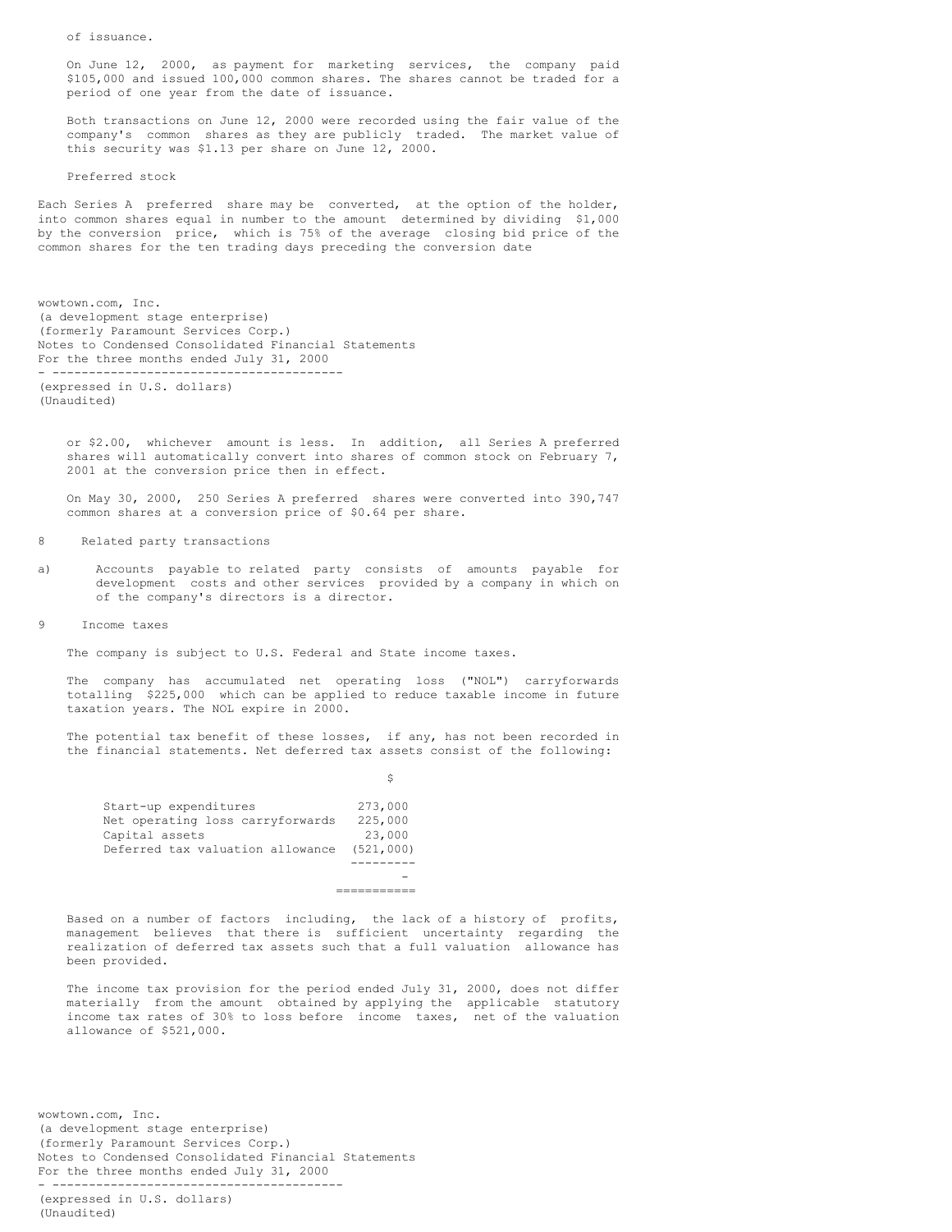of issuance.

On June 12, 2000, as payment for marketing services, the company paid $105,000 and issued 100,000 common shares. The shares cannot be traded for a period of one year from the date of issuance.

Both transactions on June 12, 2000 were recorded using the fair value of the company's common shares as they are publicly traded. The market value of this security was $1.13 per share on June 12, 2000.

Preferred stock

Each Series A preferred share may be converted, at the option of the holder, into common shares equal in number to the amount determined by dividing $1,000 by the conversion price, which is 75% of the average closing bid price of the common shares for the ten trading days preceding the conversion date or $2.00, whichever amount is less. In addition, all Series A preferred shares will automatically convert into shares of common stock on February 7, 2001 at the conversion price then in effect.

On May 30, 2000, 250 Series A preferred shares were converted into 390,747 common shares at a conversion price of $0.64 per share.

## 8 Related party transactions

a) Accounts payable to related party consists of amounts payable for development costs and other services provided by a company in which on of the company's directors is a director.

## 9 Income taxes

The company is subject to U.S. Federal and State income taxes.

The company has accumulated net operating loss ("NOL") carryforwards totalling $225,000 which can be applied to reduce taxable income in future taxation years. The NOL expire in 2000.

The potential tax benefit of these losses, if any, has not been recorded in the financial statements. Net deferred tax assets consist of the following:

| | $ |
|---|---|
| Start-up expenditures | 273,000 |
| Net operating loss carryforwards | 225,000 |
| Capital assets | 23,000 |
| Deferred tax valuation allowance | (521,000) |
| | - |

Based on a number of factors including, the lack of a history of profits, management believes that there is sufficient uncertainty regarding the realization of deferred tax assets such that a full valuation allowance has been provided.

The income tax provision for the period ended July 31, 2000, does not differ materially from the amount obtained by applying the applicable statutory income tax rates of 30% to loss before income taxes, net of the valuation allowance of $521,000.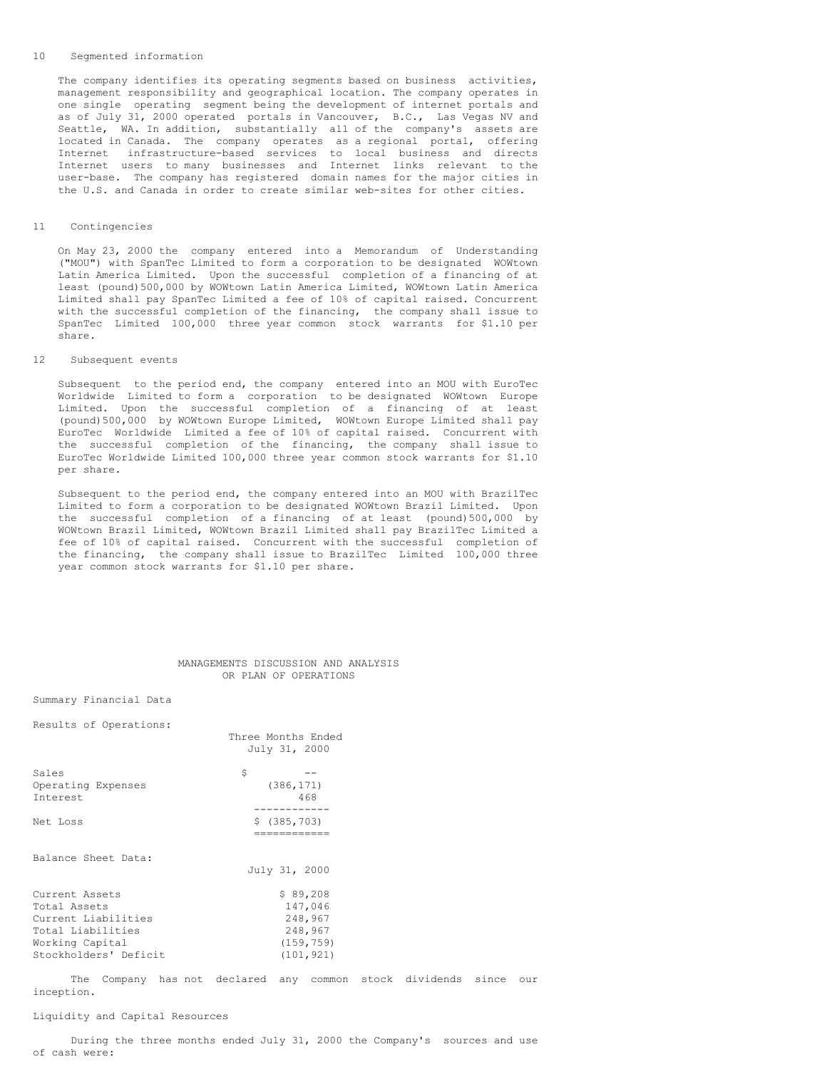## 10 Segmented information

The company identifies its operating segments based on business activities, management responsibility and geographical location. The company operates in one single operating segment being the development of internet portals and as of July 31, 2000 operated portals in Vancouver, B.C., Las Vegas NV and Seattle, WA. In addition, substantially all of the company's assets are located in Canada. The company operates as a regional portal, offering Internet infrastructure-based services to local business and directs Internet users to many businesses and Internet links relevant to the user-base. The company has registered domain names for the major cities in the U.S. and Canada in order to create similar web-sites for other cities.

## 11 Contingencies

On May 23, 2000 the company entered into a Memorandum of Understanding ("MOU") with SpanTec Limited to form a corporation to be designated WOWtown Latin America Limited. Upon the successful completion of a financing of at least (pound)500,000 by WOWtown Latin America Limited, WOWtown Latin America Limited shall pay SpanTec Limited a fee of 10% of capital raised. Concurrent with the successful completion of the financing, the company shall issue to SpanTec Limited 100,000 three year common stock warrants for $1.10 per share.

## 12 Subsequent events

Subsequent to the period end, the company entered into an MOU with EuroTec Worldwide Limited to form a corporation to be designated WOWtown Europe Limited. Upon the successful completion of a financing of at least (pound)500,000 by WOWtown Europe Limited, WOWtown Europe Limited shall pay EuroTec Worldwide Limited a fee of 10% of capital raised. Concurrent with the successful completion of the financing, the company shall issue to EuroTec Worldwide Limited 100,000 three year common stock warrants for $1.10 per share.

Subsequent to the period end, the company entered into an MOU with BrazilTec Limited to form a corporation to be designated WOWtown Brazil Limited. Upon the successful completion of a financing of at least (pound)500,000 by WOWtown Brazil Limited, WOWtown Brazil Limited shall pay BrazilTec Limited a fee of 10% of capital raised. Concurrent with the successful completion of the financing, the company shall issue to BrazilTec Limited 100,000 three year common stock warrants for $1.10 per share.

# MANAGEMENTS DISCUSSION AND ANALYSIS OR PLAN OF OPERATIONS

Summary Financial Data

Results of Operations:

| | Three Months Ended July 31, 2000 |
|---|---|
| Sales | $ -- |
| Operating Expenses | (386,171) |
| Interest | 468 |
| Net Loss | $ (385,703) |

Balance Sheet Data:

| | July 31, 2000 |
|---|---|
| Current Assets | $ 89,208 |
| Total Assets | 147,046 |
| Current Liabilities | 248,967 |
| Total Liabilities | 248,967 |
| Working Capital | (159,759) |
| Stockholders' Deficit | (101,921) |

The Company has not declared any common stock dividends since our inception.

Liquidity and Capital Resources

During the three months ended July 31, 2000 the Company's sources and use of cash were: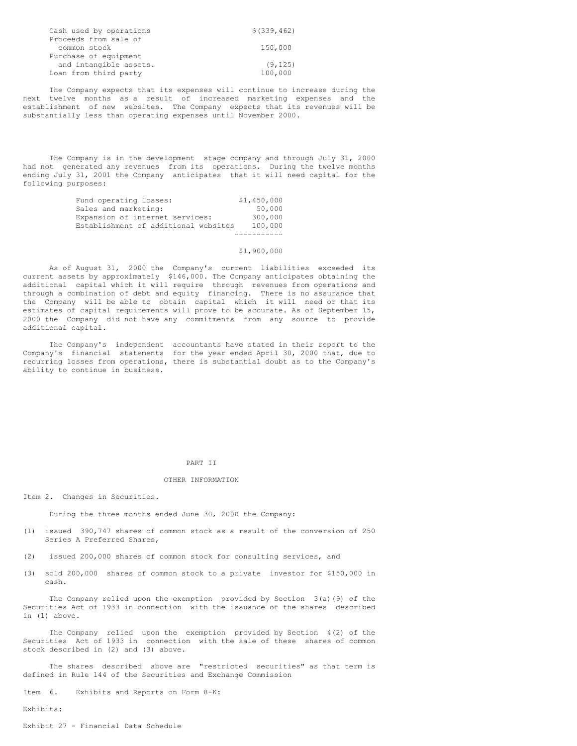| | |
|---|---|
| Cash used by operations | $(339,462) |
| Proceeds from sale of common stock | 150,000 |
| Purchase of equipment and intangible assets. | (9,125) |
| Loan from third party | 100,000 |

The Company expects that its expenses will continue to increase during the next twelve months as a result of increased marketing expenses and the establishment of new websites. The Company expects that its revenues will be substantially less than operating expenses until November 2000.

The Company is in the development stage company and through July 31, 2000 had not generated any revenues from its operations. During the twelve months ending July 31, 2001 the Company anticipates that it will need capital for the following purposes:

| | |
|---|---|
| Fund operating losses: | $1,450,000 |
| Sales and marketing: | 50,000 |
| Expansion of internet services: | 300,000 |
| Establishment of additional websites | 100,000 |
| | $1,900,000 |

As of August 31, 2000 the Company's current liabilities exceeded its current assets by approximately $146,000. The Company anticipates obtaining the additional capital which it will require through revenues from operations and through a combination of debt and equity financing. There is no assurance that the Company will be able to obtain capital which it will need or that its estimates of capital requirements will prove to be accurate. As of September 15, 2000 the Company did not have any commitments from any source to provide additional capital.

The Company's independent accountants have stated in their report to the Company's financial statements for the year ended April 30, 2000 that, due to recurring losses from operations, there is substantial doubt as to the Company's ability to continue in business.

# PART II

## OTHER INFORMATION

Item 2. Changes in Securities.

During the three months ended June 30, 2000 the Company:

(1) issued 390,747 shares of common stock as a result of the conversion of 250 Series A Preferred Shares,

(2) issued 200,000 shares of common stock for consulting services, and

(3) sold 200,000 shares of common stock to a private investor for $150,000 in cash.

The Company relied upon the exemption provided by Section 3(a)(9) of the Securities Act of 1933 in connection with the issuance of the shares described in (1) above.

The Company relied upon the exemption provided by Section 4(2) of the Securities Act of 1933 in connection with the sale of these shares of common stock described in (2) and (3) above.

The shares described above are "restricted securities" as that term is defined in Rule 144 of the Securities and Exchange Commission

Item 6. Exhibits and Reports on Form 8-K:

Exhibits:

Exhibit 27 - Financial Data Schedule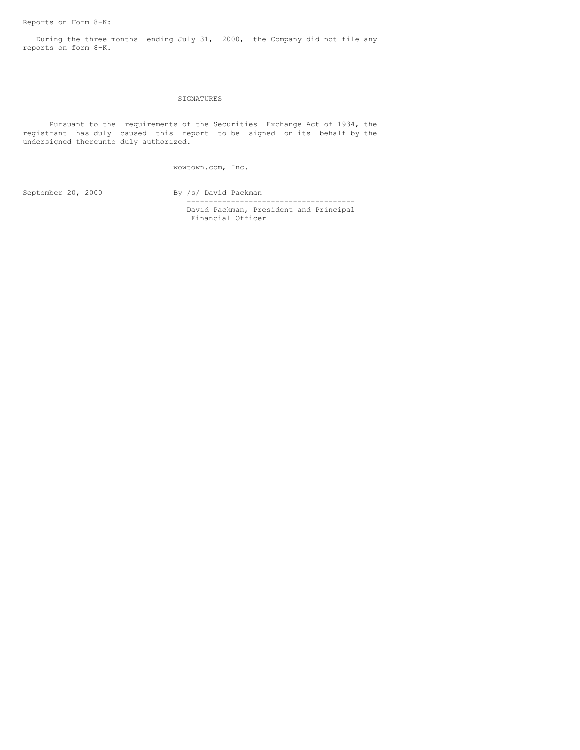Reports on Form 8-K:

During the three months ending July 31, 2000, the Company did not file any reports on form 8-K.

## SIGNATURES

Pursuant to the requirements of the Securities Exchange Act of 1934, the registrant has duly caused this report to be signed on its behalf by the undersigned thereunto duly authorized.

wowtown.com, Inc.

September 20, 2000

By /s/ David Packman

---

David Packman, President and Principal Financial Officer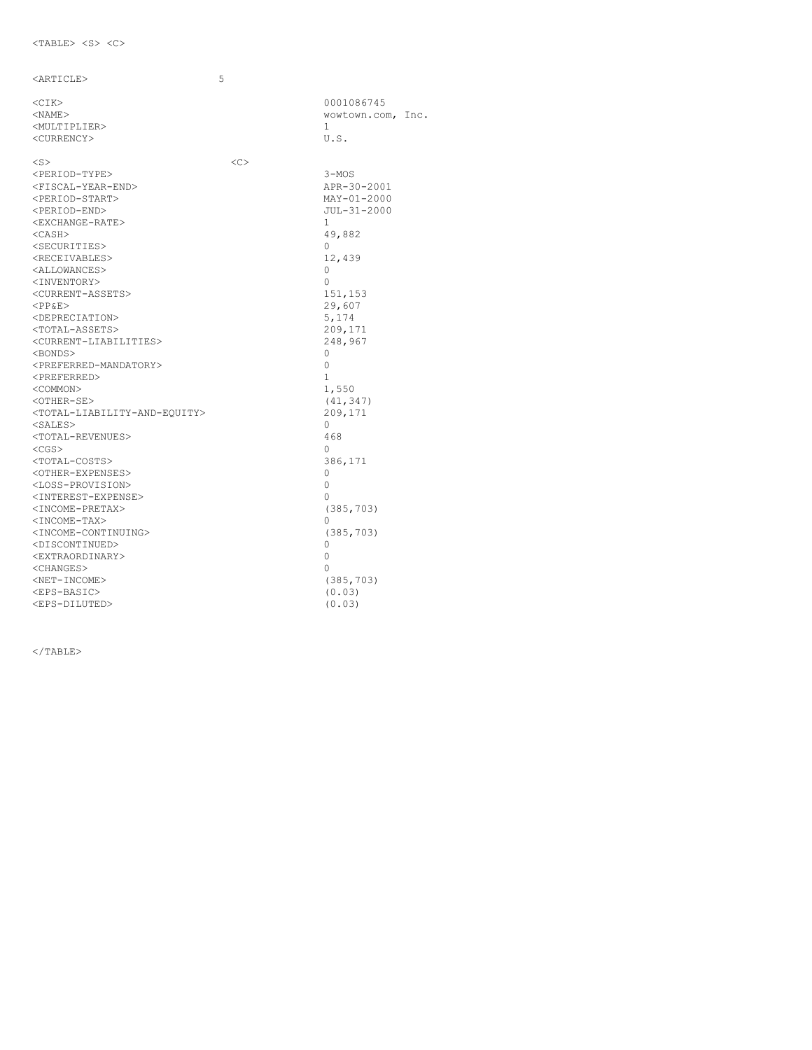```
<TABLE> <S> <C>

<ARTICLE>                     5

<CIK>                                            0001086745
<NAME>                                           wowtown.com, Inc.
<MULTIPLIER>                                     1
<CURRENCY>                                       U.S.

<S>                              <C>
<PERIOD-TYPE>                                    3-MOS
<FISCAL-YEAR-END>                                APR-30-2001
<PERIOD-START>                                   MAY-01-2000
<PERIOD-END>                                     JUL-31-2000
<EXCHANGE-RATE>                                  1
<CASH>                                           49,882
<SECURITIES>                                     0
<RECEIVABLES>                                    12,439
<ALLOWANCES>                                     0
<INVENTORY>                                      0
<CURRENT-ASSETS>                                 151,153
<PP&E>                                           29,607
<DEPRECIATION>                                   5,174
<TOTAL-ASSETS>                                   209,171
<CURRENT-LIABILITIES>                            248,967
<BONDS>                                          0
<PREFERRED-MANDATORY>                            0
<PREFERRED>                                      1
<COMMON>                                         1,550
<OTHER-SE>                                       (41,347)
<TOTAL-LIABILITY-AND-EQUITY>                     209,171
<SALES>                                          0
<TOTAL-REVENUES>                                 468
<CGS>                                            0
<TOTAL-COSTS>                                    386,171
<OTHER-EXPENSES>                                 0
<LOSS-PROVISION>                                 0
<INTEREST-EXPENSE>                               0
<INCOME-PRETAX>                                  (385,703)
<INCOME-TAX>                                     0
<INCOME-CONTINUING>                              (385,703)
<DISCONTINUED>                                   0
<EXTRAORDINARY>                                  0
<CHANGES>                                        0
<NET-INCOME>                                     (385,703)
<EPS-BASIC>                                      (0.03)
<EPS-DILUTED>                                    (0.03)


</TABLE>
```